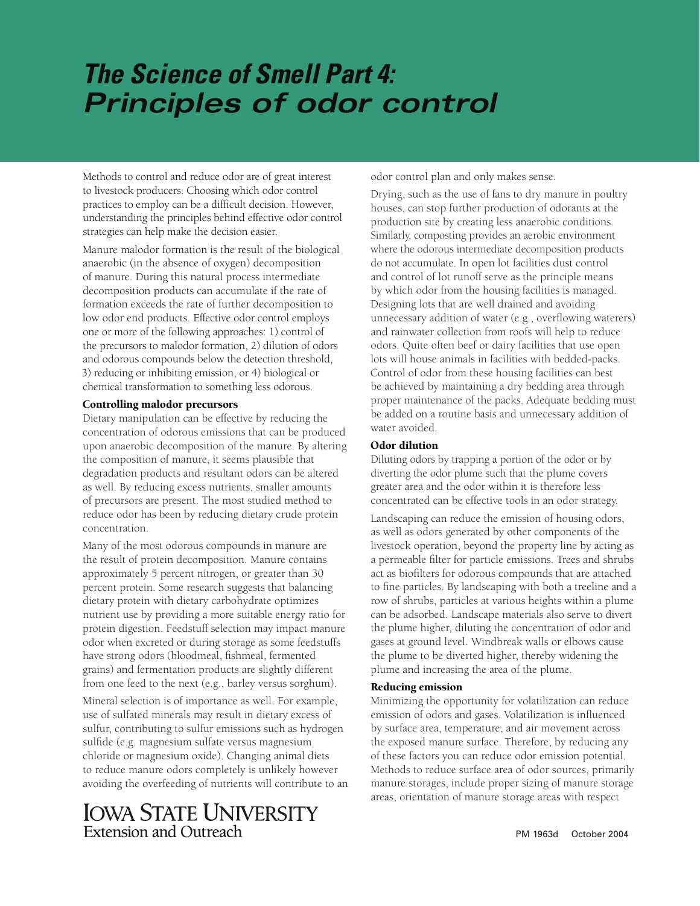# *The Science of Smell Part 4: Principles of odor control*

Methods to control and reduce odor are of great interest to livestock producers. Choosing which odor control practices to employ can be a difficult decision. However, understanding the principles behind effective odor control strategies can help make the decision easier.

Manure malodor formation is the result of the biological anaerobic (in the absence of oxygen) decomposition of manure. During this natural process intermediate decomposition products can accumulate if the rate of formation exceeds the rate of further decomposition to low odor end products. Effective odor control employs one or more of the following approaches: 1) control of the precursors to malodor formation, 2) dilution of odors and odorous compounds below the detection threshold, 3) reducing or inhibiting emission, or 4) biological or chemical transformation to something less odorous.

### Controlling malodor precursors

Dietary manipulation can be effective by reducing the concentration of odorous emissions that can be produced upon anaerobic decomposition of the manure. By altering the composition of manure, it seems plausible that degradation products and resultant odors can be altered as well. By reducing excess nutrients, smaller amounts of precursors are present. The most studied method to reduce odor has been by reducing dietary crude protein concentration.

Many of the most odorous compounds in manure are the result of protein decomposition. Manure contains approximately 5 percent nitrogen, or greater than 30 percent protein. Some research suggests that balancing dietary protein with dietary carbohydrate optimizes nutrient use by providing a more suitable energy ratio for protein digestion. Feedstuff selection may impact manure odor when excreted or during storage as some feedstuffs have strong odors (bloodmeal, fishmeal, fermented grains) and fermentation products are slightly different from one feed to the next (e.g., barley versus sorghum).

Mineral selection is of importance as well. For example, use of sulfated minerals may result in dietary excess of sulfur, contributing to sulfur emissions such as hydrogen sulfide (e.g. magnesium sulfate versus magnesium chloride or magnesium oxide). Changing animal diets to reduce manure odors completely is unlikely however avoiding the overfeeding of nutrients will contribute to an odor control plan and only makes sense.

Drying, such as the use of fans to dry manure in poultry houses, can stop further production of odorants at the production site by creating less anaerobic conditions. Similarly, composting provides an aerobic environment where the odorous intermediate decomposition products do not accumulate. In open lot facilities dust control and control of lot runoff serve as the principle means by which odor from the housing facilities is managed. Designing lots that are well drained and avoiding unnecessary addition of water (e.g., overflowing waterers) and rainwater collection from roofs will help to reduce odors. Quite often beef or dairy facilities that use open lots will house animals in facilities with bedded-packs. Control of odor from these housing facilities can best be achieved by maintaining a dry bedding area through proper maintenance of the packs. Adequate bedding must be added on a routine basis and unnecessary addition of water avoided.

### Odor dilution

Diluting odors by trapping a portion of the odor or by diverting the odor plume such that the plume covers greater area and the odor within it is therefore less concentrated can be effective tools in an odor strategy.

Landscaping can reduce the emission of housing odors, as well as odors generated by other components of the livestock operation, beyond the property line by acting as a permeable filter for particle emissions. Trees and shrubs act as biofilters for odorous compounds that are attached to fine particles. By landscaping with both a treeline and a row of shrubs, particles at various heights within a plume can be adsorbed. Landscape materials also serve to divert the plume higher, diluting the concentration of odor and gases at ground level. Windbreak walls or elbows cause the plume to be diverted higher, thereby widening the plume and increasing the area of the plume.

### Reducing emission

Minimizing the opportunity for volatilization can reduce emission of odors and gases. Volatilization is influenced by surface area, temperature, and air movement across the exposed manure surface. Therefore, by reducing any of these factors you can reduce odor emission potential. Methods to reduce surface area of odor sources, primarily manure storages, include proper sizing of manure storage areas, orientation of manure storage areas with respect

IOWA STATE UNIVERSITY
Extension and Outreach

PM 1963d October 2004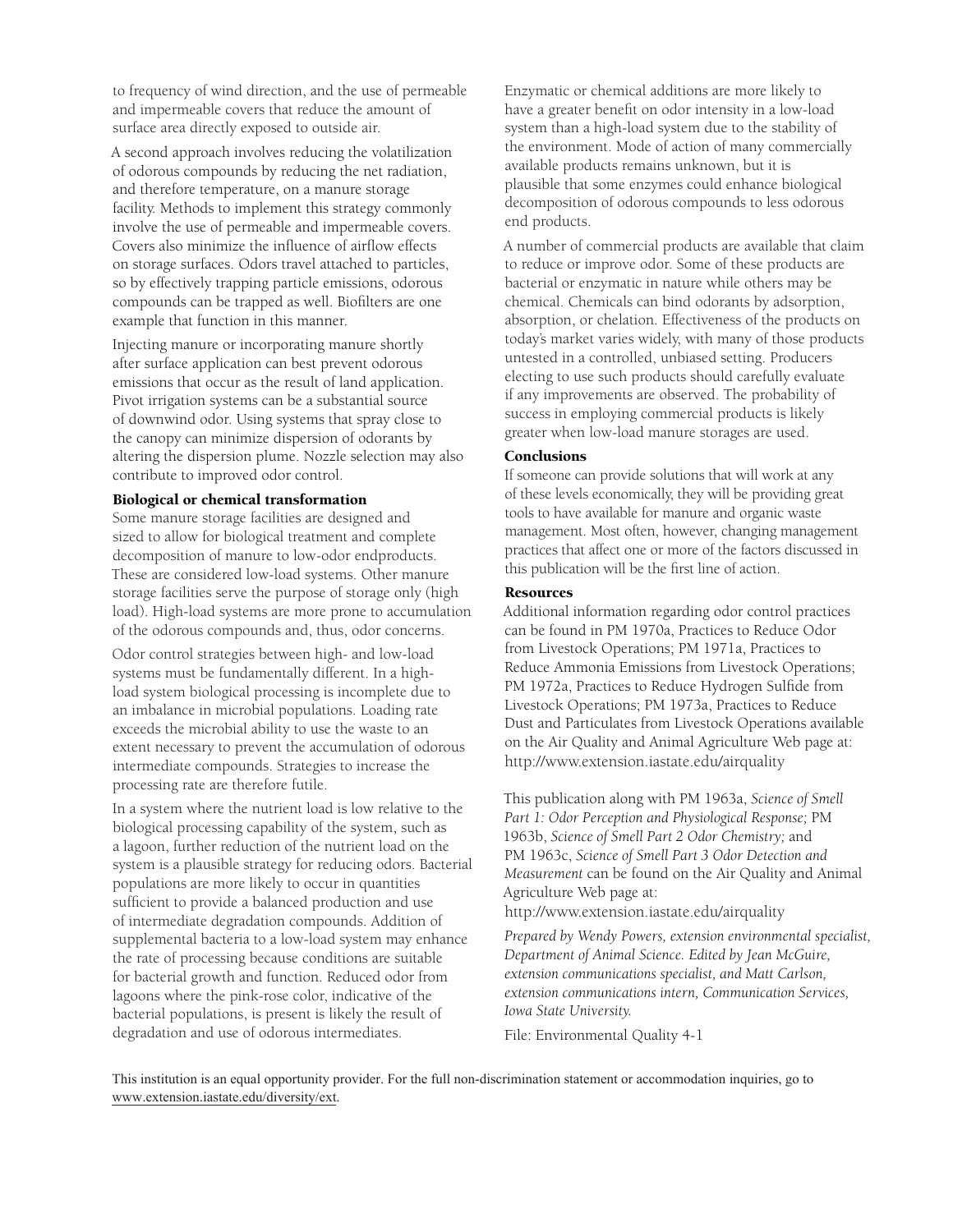to frequency of wind direction, and the use of permeable and impermeable covers that reduce the amount of surface area directly exposed to outside air.

A second approach involves reducing the volatilization of odorous compounds by reducing the net radiation, and therefore temperature, on a manure storage facility. Methods to implement this strategy commonly involve the use of permeable and impermeable covers. Covers also minimize the influence of airflow effects on storage surfaces. Odors travel attached to particles, so by effectively trapping particle emissions, odorous compounds can be trapped as well. Biofilters are one example that function in this manner.

Injecting manure or incorporating manure shortly after surface application can best prevent odorous emissions that occur as the result of land application. Pivot irrigation systems can be a substantial source of downwind odor. Using systems that spray close to the canopy can minimize dispersion of odorants by altering the dispersion plume. Nozzle selection may also contribute to improved odor control.

### Biological or chemical transformation

Some manure storage facilities are designed and sized to allow for biological treatment and complete decomposition of manure to low-odor endproducts. These are considered low-load systems. Other manure storage facilities serve the purpose of storage only (high load). High-load systems are more prone to accumulation of the odorous compounds and, thus, odor concerns.

Odor control strategies between high- and low-load systems must be fundamentally different. In a high-load system biological processing is incomplete due to an imbalance in microbial populations. Loading rate exceeds the microbial ability to use the waste to an extent necessary to prevent the accumulation of odorous intermediate compounds. Strategies to increase the processing rate are therefore futile.

In a system where the nutrient load is low relative to the biological processing capability of the system, such as a lagoon, further reduction of the nutrient load on the system is a plausible strategy for reducing odors. Bacterial populations are more likely to occur in quantities sufficient to provide a balanced production and use of intermediate degradation compounds. Addition of supplemental bacteria to a low-load system may enhance the rate of processing because conditions are suitable for bacterial growth and function. Reduced odor from lagoons where the pink-rose color, indicative of the bacterial populations, is present is likely the result of degradation and use of odorous intermediates.

Enzymatic or chemical additions are more likely to have a greater benefit on odor intensity in a low-load system than a high-load system due to the stability of the environment. Mode of action of many commercially available products remains unknown, but it is plausible that some enzymes could enhance biological decomposition of odorous compounds to less odorous end products.

A number of commercial products are available that claim to reduce or improve odor. Some of these products are bacterial or enzymatic in nature while others may be chemical. Chemicals can bind odorants by adsorption, absorption, or chelation. Effectiveness of the products on today's market varies widely, with many of those products untested in a controlled, unbiased setting. Producers electing to use such products should carefully evaluate if any improvements are observed. The probability of success in employing commercial products is likely greater when low-load manure storages are used.

### Conclusions

If someone can provide solutions that will work at any of these levels economically, they will be providing great tools to have available for manure and organic waste management. Most often, however, changing management practices that affect one or more of the factors discussed in this publication will be the first line of action.

### Resources

Additional information regarding odor control practices can be found in PM 1970a, Practices to Reduce Odor from Livestock Operations; PM 1971a, Practices to Reduce Ammonia Emissions from Livestock Operations; PM 1972a, Practices to Reduce Hydrogen Sulfide from Livestock Operations; PM 1973a, Practices to Reduce Dust and Particulates from Livestock Operations available on the Air Quality and Animal Agriculture Web page at: http://www.extension.iastate.edu/airquality

This publication along with PM 1963a, *Science of Smell Part 1: Odor Perception and Physiological Response;* PM 1963b, *Science of Smell Part 2 Odor Chemistry;* and PM 1963c, *Science of Smell Part 3 Odor Detection and Measurement* can be found on the Air Quality and Animal Agriculture Web page at:
http://www.extension.iastate.edu/airquality

*Prepared by Wendy Powers, extension environmental specialist, Department of Animal Science. Edited by Jean McGuire, extension communications specialist, and Matt Carlson, extension communications intern, Communication Services, Iowa State University.*

File: Environmental Quality 4-1

This institution is an equal opportunity provider. For the full non-discrimination statement or accommodation inquiries, go to www.extension.iastate.edu/diversity/ext.